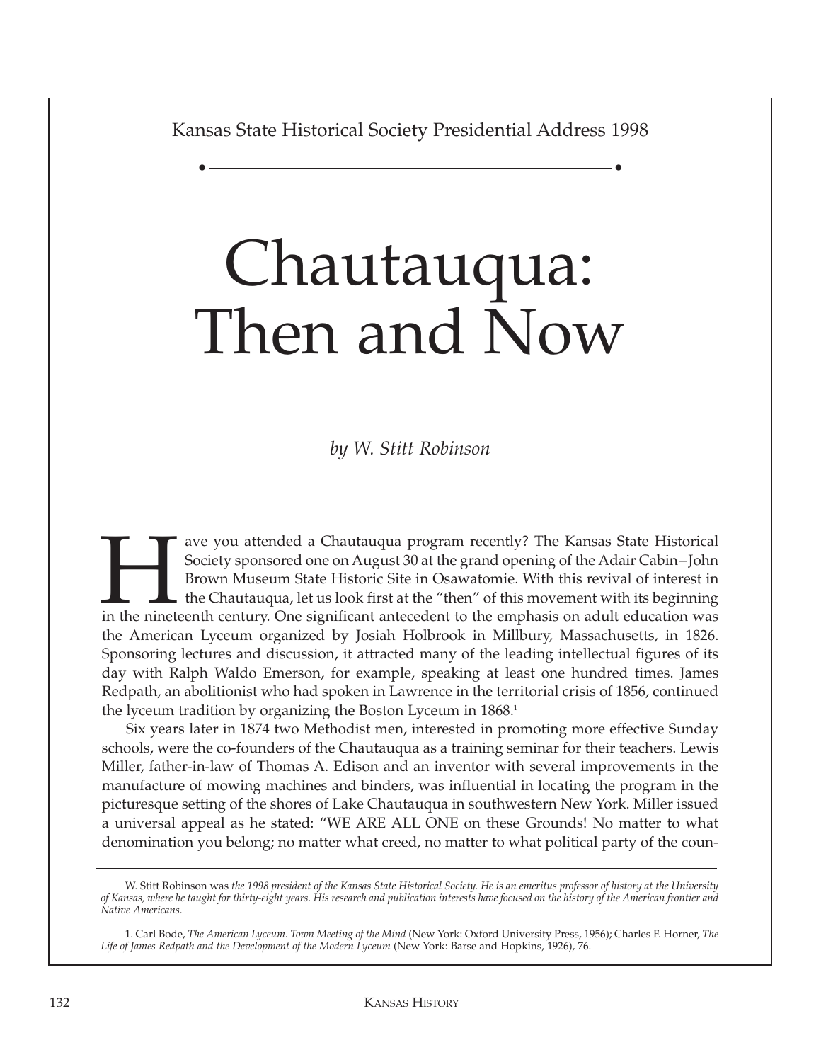Kansas State Historical Society Presidential Address 1998

# Chautauqua: Then and Now

*by W. Stitt Robinson*

Have you attended a Chautauqua program recently? The Kansas State Historical Society sponsored one on August 30 at the grand opening of the Adair Cabin–John Brown Museum State Historic Site in Osawatomie. With this revival of interest in the Chautauqua, let us look first at the "then" of this movement with its beginning in the nineteenth century. One significant antecedent to the emphasis on adult education was the American Lyceum organized by Josiah Holbrook in Millbury, Massachusetts, in 1826. Sponsoring lectures and discussion, it attracted many of the leading intellectual figures of its day with Ralph Waldo Emerson, for example, speaking at least one hundred times. James Redpath, an abolitionist who had spoken in Lawrence in the territorial crisis of 1856, continued the lyceum tradition by organizing the Boston Lyceum in 1868.[1]

Six years later in 1874 two Methodist men, interested in promoting more effective Sunday schools, were the co-founders of the Chautauqua as a training seminar for their teachers. Lewis Miller, father-in-law of Thomas A. Edison and an inventor with several improvements in the manufacture of mowing machines and binders, was influential in locating the program in the picturesque setting of the shores of Lake Chautauqua in southwestern New York. Miller issued a universal appeal as he stated: "WE ARE ALL ONE on these Grounds! No matter to what denomination you belong; no matter what creed, no matter to what political party of the coun-

---

W. Stitt Robinson was *the 1998 president of the Kansas State Historical Society. He is an emeritus professor of history at the University of Kansas, where he taught for thirty-eight years. His research and publication interests have focused on the history of the American frontier and Native Americans.*

1. Carl Bode, *The American Lyceum. Town Meeting of the Mind* (New York: Oxford University Press, 1956); Charles F. Horner, *The Life of James Redpath and the Development of the Modern Lyceum* (New York: Barse and Hopkins, 1926), 76.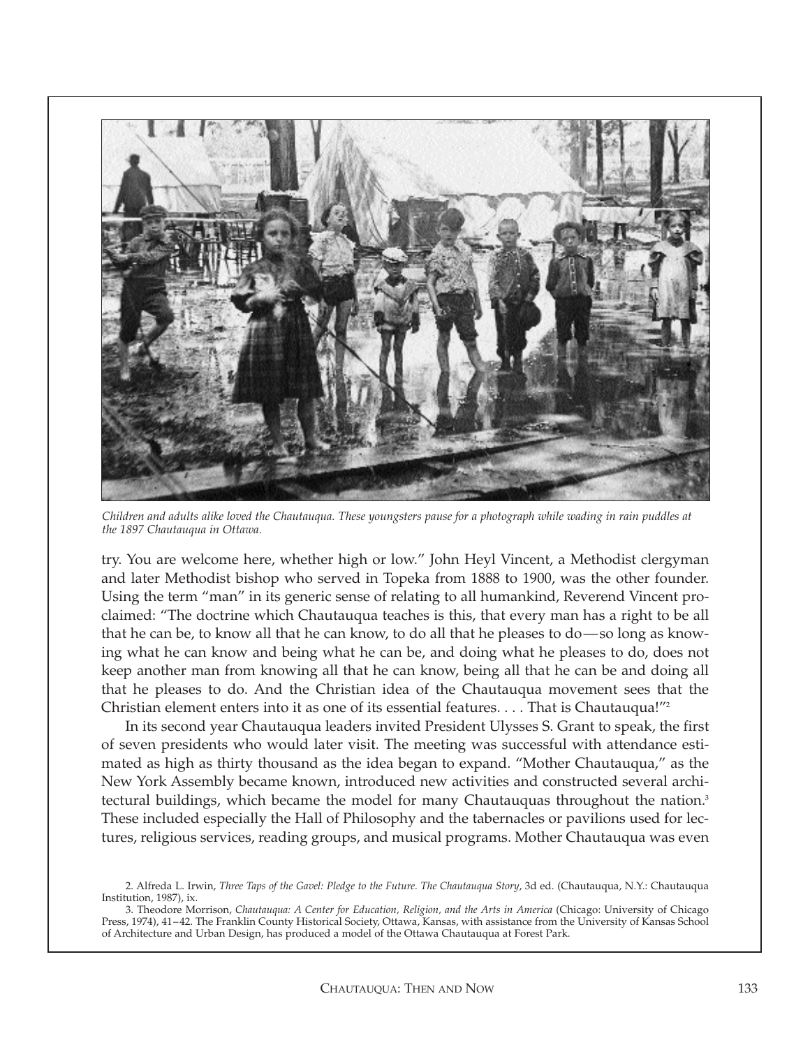*Children and adults alike loved the Chautauqua. These youngsters pause for a photograph while wading in rain puddles at the 1897 Chautauqua in Ottawa.*

try. You are welcome here, whether high or low." John Heyl Vincent, a Methodist clergyman and later Methodist bishop who served in Topeka from 1888 to 1900, was the other founder. Using the term "man" in its generic sense of relating to all humankind, Reverend Vincent proclaimed: "The doctrine which Chautauqua teaches is this, that every man has a right to be all that he can be, to know all that he can know, to do all that he pleases to do—so long as knowing what he can know and being what he can be, and doing what he pleases to do, does not keep another man from knowing all that he can know, being all that he can be and doing all that he pleases to do. And the Christian idea of the Chautauqua movement sees that the Christian element enters into it as one of its essential features. . . . That is Chautauqua!"[2]

In its second year Chautauqua leaders invited President Ulysses S. Grant to speak, the first of seven presidents who would later visit. The meeting was successful with attendance estimated as high as thirty thousand as the idea began to expand. "Mother Chautauqua," as the New York Assembly became known, introduced new activities and constructed several architectural buildings, which became the model for many Chautauquas throughout the nation.[3] These included especially the Hall of Philosophy and the tabernacles or pavilions used for lectures, religious services, reading groups, and musical programs. Mother Chautauqua was even

2. Alfreda L. Irwin, *Three Taps of the Gavel: Pledge to the Future. The Chautauqua Story*, 3d ed. (Chautauqua, N.Y.: Chautauqua Institution, 1987), ix.

3. Theodore Morrison, *Chautauqua: A Center for Education, Religion, and the Arts in America* (Chicago: University of Chicago Press, 1974), 41–42. The Franklin County Historical Society, Ottawa, Kansas, with assistance from the University of Kansas School of Architecture and Urban Design, has produced a model of the Ottawa Chautauqua at Forest Park.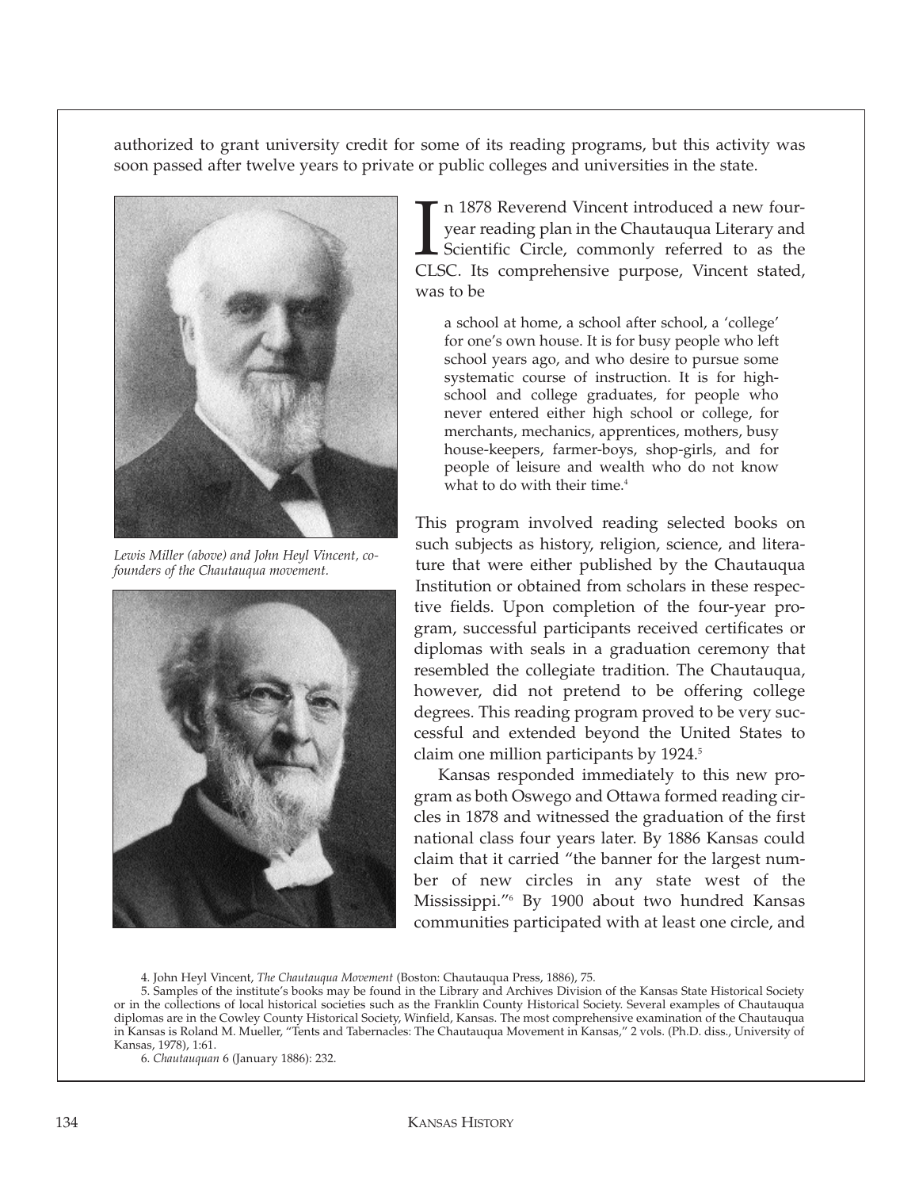authorized to grant university credit for some of its reading programs, but this activity was soon passed after twelve years to private or public colleges and universities in the state.

*Lewis Miller (above) and John Heyl Vincent, co-founders of the Chautauqua movement.*

In 1878 Reverend Vincent introduced a new four-year reading plan in the Chautauqua Literary and Scientific Circle, commonly referred to as the CLSC. Its comprehensive purpose, Vincent stated, was to be

> a school at home, a school after school, a 'college' for one's own house. It is for busy people who left school years ago, and who desire to pursue some systematic course of instruction. It is for high-school and college graduates, for people who never entered either high school or college, for merchants, mechanics, apprentices, mothers, busy house-keepers, farmer-boys, shop-girls, and for people of leisure and wealth who do not know what to do with their time.[4]

This program involved reading selected books on such subjects as history, religion, science, and literature that were either published by the Chautauqua Institution or obtained from scholars in these respective fields. Upon completion of the four-year program, successful participants received certificates or diplomas with seals in a graduation ceremony that resembled the collegiate tradition. The Chautauqua, however, did not pretend to be offering college degrees. This reading program proved to be very successful and extended beyond the United States to claim one million participants by 1924.[5]

Kansas responded immediately to this new program as both Oswego and Ottawa formed reading circles in 1878 and witnessed the graduation of the first national class four years later. By 1886 Kansas could claim that it carried "the banner for the largest number of new circles in any state west of the Mississippi."[6] By 1900 about two hundred Kansas communities participated with at least one circle, and

4. John Heyl Vincent, *The Chautauqua Movement* (Boston: Chautauqua Press, 1886), 75.

5. Samples of the institute's books may be found in the Library and Archives Division of the Kansas State Historical Society or in the collections of local historical societies such as the Franklin County Historical Society. Several examples of Chautauqua diplomas are in the Cowley County Historical Society, Winfield, Kansas. The most comprehensive examination of the Chautauqua in Kansas is Roland M. Mueller, "Tents and Tabernacles: The Chautauqua Movement in Kansas," 2 vols. (Ph.D. diss., University of Kansas, 1978), 1:61.

6. *Chautauquan* 6 (January 1886): 232.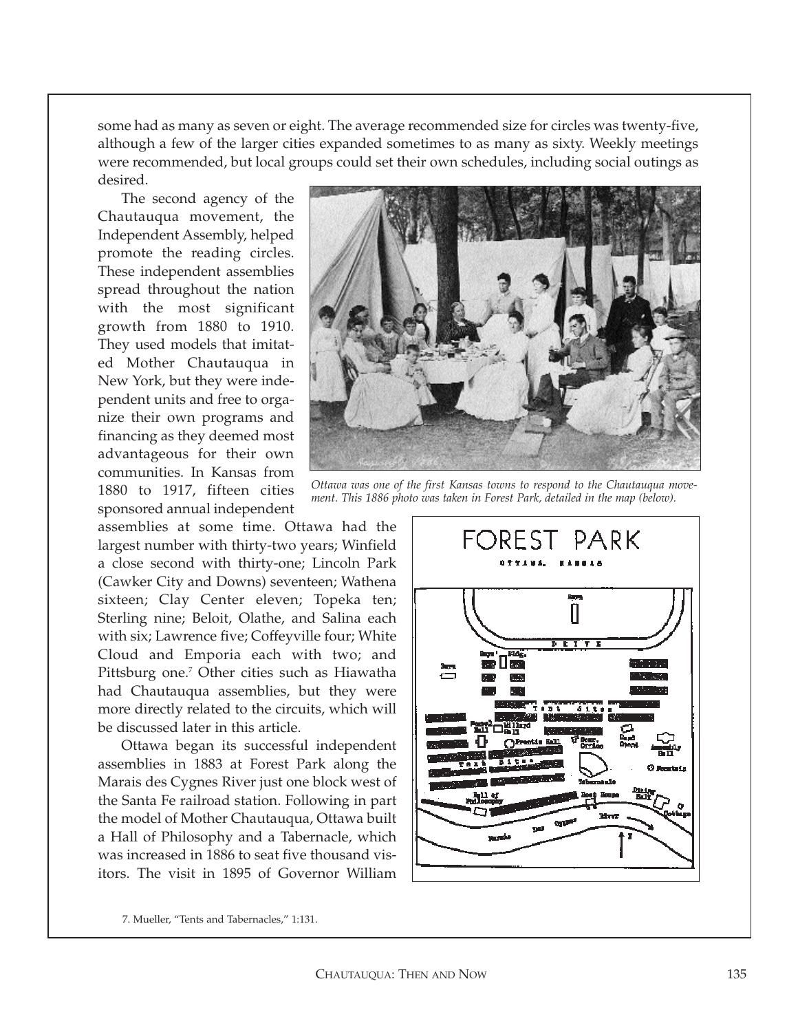some had as many as seven or eight. The average recommended size for circles was twenty-five, although a few of the larger cities expanded sometimes to as many as sixty. Weekly meetings were recommended, but local groups could set their own schedules, including social outings as desired.

The second agency of the Chautauqua movement, the Independent Assembly, helped promote the reading circles. These independent assemblies spread throughout the nation with the most significant growth from 1880 to 1910. They used models that imitated Mother Chautauqua in New York, but they were independent units and free to organize their own programs and financing as they deemed most advantageous for their own communities. In Kansas from 1880 to 1917, fifteen cities sponsored annual independent assemblies at some time. Ottawa had the largest number with thirty-two years; Winfield a close second with thirty-one; Lincoln Park (Cawker City and Downs) seventeen; Wathena sixteen; Clay Center eleven; Topeka ten; Sterling nine; Beloit, Olathe, and Salina each with six; Lawrence five; Coffeyville four; White Cloud and Emporia each with two; and Pittsburg one.[7] Other cities such as Hiawatha had Chautauqua assemblies, but they were more directly related to the circuits, which will be discussed later in this article.

*Ottawa was one of the first Kansas towns to respond to the Chautauqua movement. This 1886 photo was taken in Forest Park, detailed in the map (below).*

Ottawa began its successful independent assemblies in 1883 at Forest Park along the Marais des Cygnes River just one block west of the Santa Fe railroad station. Following in part the model of Mother Chautauqua, Ottawa built a Hall of Philosophy and a Tabernacle, which was increased in 1886 to seat five thousand visitors. The visit in 1895 of Governor William

7. Mueller, "Tents and Tabernacles," 1:131.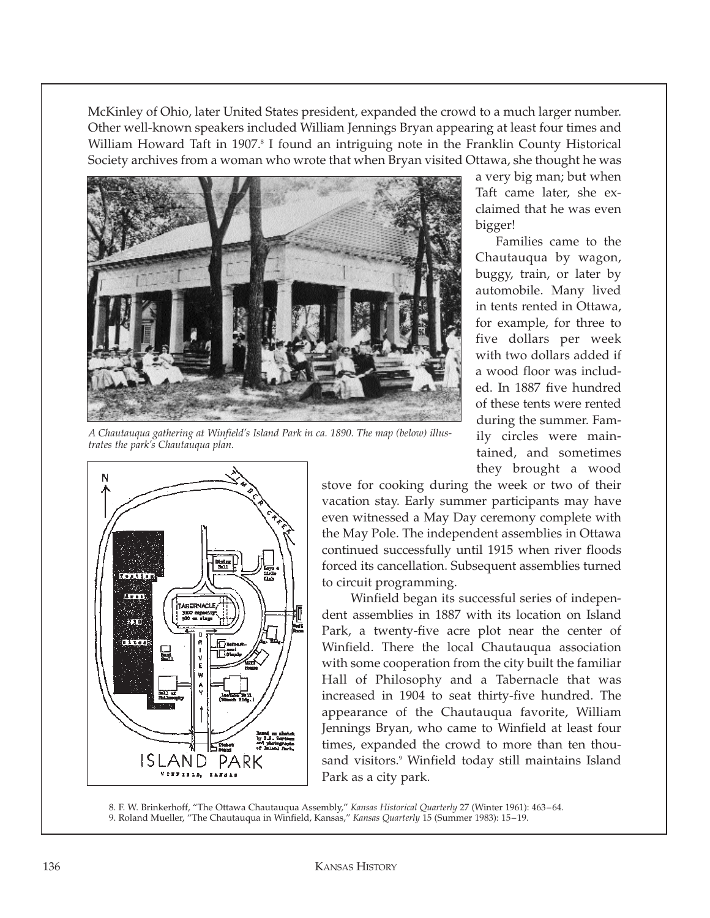McKinley of Ohio, later United States president, expanded the crowd to a much larger number. Other well-known speakers included William Jennings Bryan appearing at least four times and William Howard Taft in 1907.[8] I found an intriguing note in the Franklin County Historical Society archives from a woman who wrote that when Bryan visited Ottawa, she thought he was a very big man; but when Taft came later, she exclaimed that he was even bigger!

*A Chautauqua gathering at Winfield's Island Park in ca. 1890. The map (below) illustrates the park's Chautauqua plan.*

Families came to the Chautauqua by wagon, buggy, train, or later by automobile. Many lived in tents rented in Ottawa, for example, for three to five dollars per week with two dollars added if a wood floor was included. In 1887 five hundred of these tents were rented during the summer. Family circles were maintained, and sometimes they brought a wood stove for cooking during the week or two of their vacation stay. Early summer participants may have even witnessed a May Day ceremony complete with the May Pole. The independent assemblies in Ottawa continued successfully until 1915 when river floods forced its cancellation. Subsequent assemblies turned to circuit programming.

Winfield began its successful series of independent assemblies in 1887 with its location on Island Park, a twenty-five acre plot near the center of Winfield. There the local Chautauqua association with some cooperation from the city built the familiar Hall of Philosophy and a Tabernacle that was increased in 1904 to seat thirty-five hundred. The appearance of the Chautauqua favorite, William Jennings Bryan, who came to Winfield at least four times, expanded the crowd to more than ten thousand visitors.[9] Winfield today still maintains Island Park as a city park.

8. F. W. Brinkerhoff, "The Ottawa Chautauqua Assembly," *Kansas Historical Quarterly* 27 (Winter 1961): 463–64.
9. Roland Mueller, "The Chautauqua in Winfield, Kansas," *Kansas Quarterly* 15 (Summer 1983): 15–19.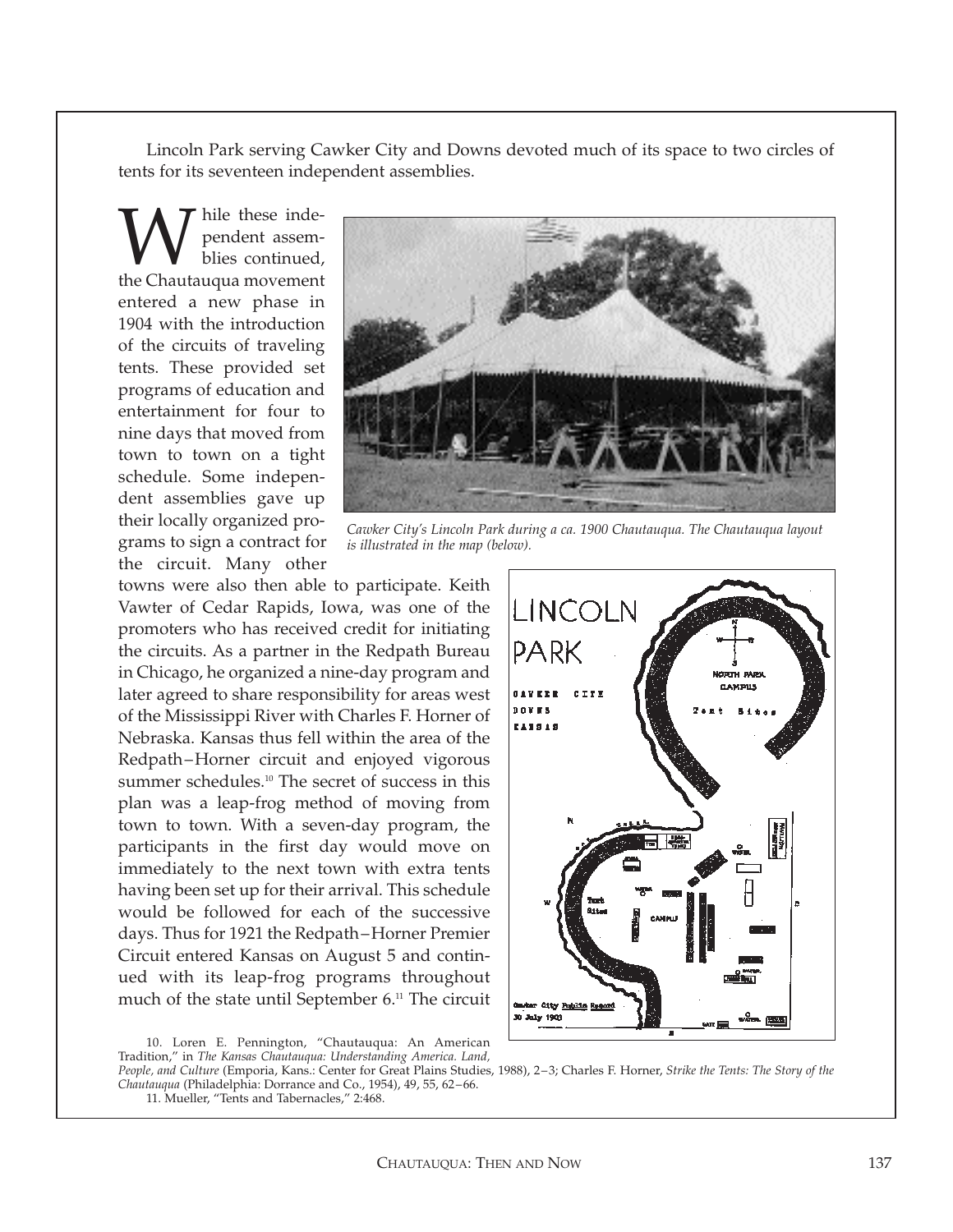Lincoln Park serving Cawker City and Downs devoted much of its space to two circles of tents for its seventeen independent assemblies.

While these independent assemblies continued, the Chautauqua movement entered a new phase in 1904 with the introduction of the circuits of traveling tents. These provided set programs of education and entertainment for four to nine days that moved from town to town on a tight schedule. Some independent assemblies gave up their locally organized programs to sign a contract for the circuit. Many other towns were also then able to participate. Keith Vawter of Cedar Rapids, Iowa, was one of the promoters who has received credit for initiating the circuits. As a partner in the Redpath Bureau in Chicago, he organized a nine-day program and later agreed to share responsibility for areas west of the Mississippi River with Charles F. Horner of Nebraska. Kansas thus fell within the area of the Redpath–Horner circuit and enjoyed vigorous summer schedules.[10] The secret of success in this plan was a leap-frog method of moving from town to town. With a seven-day program, the participants in the first day would move on immediately to the next town with extra tents having been set up for their arrival. This schedule would be followed for each of the successive days. Thus for 1921 the Redpath–Horner Premier Circuit entered Kansas on August 5 and continued with its leap-frog programs throughout much of the state until September 6.[11] The circuit

*Cawker City's Lincoln Park during a ca. 1900 Chautauqua. The Chautauqua layout is illustrated in the map (below).*

10. Loren E. Pennington, "Chautauqua: An American Tradition," in *The Kansas Chautauqua: Understanding America. Land, People, and Culture* (Emporia, Kans.: Center for Great Plains Studies, 1988), 2–3; Charles F. Horner, *Strike the Tents: The Story of the Chautauqua* (Philadelphia: Dorrance and Co., 1954), 49, 55, 62–66.

11. Mueller, "Tents and Tabernacles," 2:468.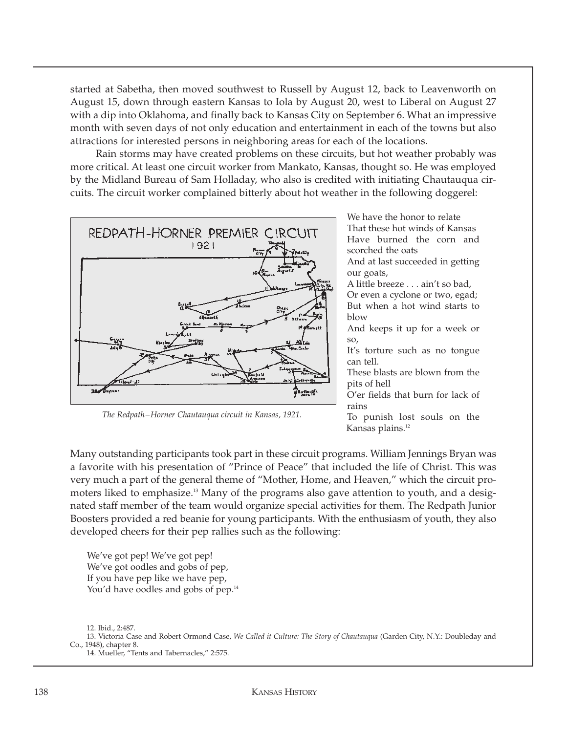started at Sabetha, then moved southwest to Russell by August 12, back to Leavenworth on August 15, down through eastern Kansas to Iola by August 20, west to Liberal on August 27 with a dip into Oklahoma, and finally back to Kansas City on September 6. What an impressive month with seven days of not only education and entertainment in each of the towns but also attractions for interested persons in neighboring areas for each of the locations.

Rain storms may have created problems on these circuits, but hot weather probably was more critical. At least one circuit worker from Mankato, Kansas, thought so. He was employed by the Midland Bureau of Sam Holladay, who also is credited with initiating Chautauqua circuits. The circuit worker complained bitterly about hot weather in the following doggerel:

*The Redpath–Horner Chautauqua circuit in Kansas, 1921.*

We have the honor to relate  
That these hot winds of Kansas  
Have burned the corn and scorched the oats  
And at last succeeded in getting our goats,  
A little breeze . . . ain't so bad,  
Or even a cyclone or two, egad;  
But when a hot wind starts to blow  
And keeps it up for a week or so,  
It's torture such as no tongue can tell.  
These blasts are blown from the pits of hell  
O'er fields that burn for lack of rains  
To punish lost souls on the Kansas plains.[12]

Many outstanding participants took part in these circuit programs. William Jennings Bryan was a favorite with his presentation of "Prince of Peace" that included the life of Christ. This was very much a part of the general theme of "Mother, Home, and Heaven," which the circuit promoters liked to emphasize.[13] Many of the programs also gave attention to youth, and a designated staff member of the team would organize special activities for them. The Redpath Junior Boosters provided a red beanie for young participants. With the enthusiasm of youth, they also developed cheers for their pep rallies such as the following:

We've got pep! We've got pep!  
We've got oodles and gobs of pep,  
If you have pep like we have pep,  
You'd have oodles and gobs of pep.[14]

12. Ibid., 2:487.

13. Victoria Case and Robert Ormond Case, *We Called it Culture: The Story of Chautauqua* (Garden City, N.Y.: Doubleday and Co., 1948), chapter 8.

14. Mueller, "Tents and Tabernacles," 2:575.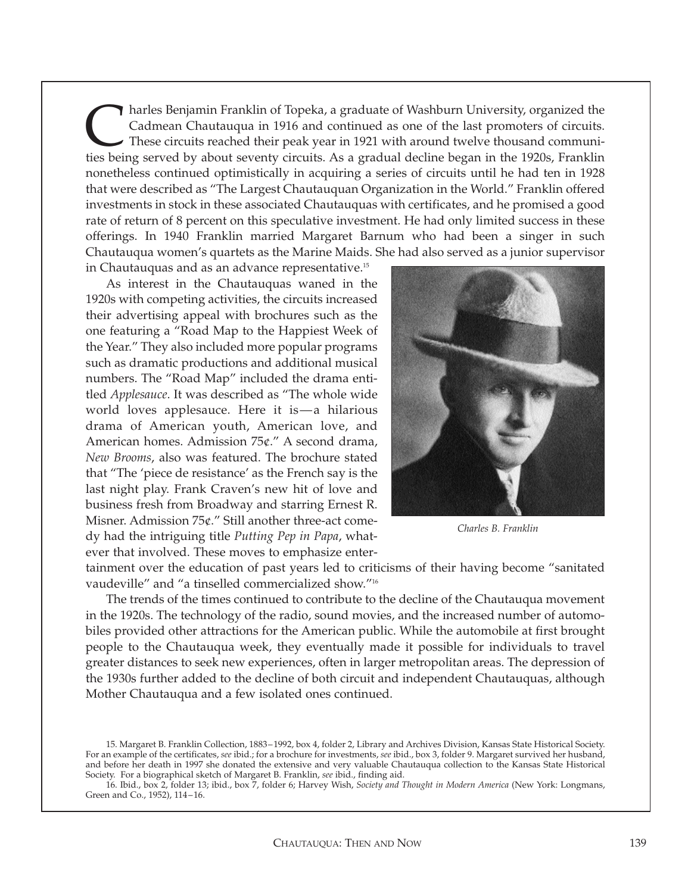Charles Benjamin Franklin of Topeka, a graduate of Washburn University, organized the Cadmean Chautauqua in 1916 and continued as one of the last promoters of circuits. These circuits reached their peak year in 1921 with around twelve thousand communities being served by about seventy circuits. As a gradual decline began in the 1920s, Franklin nonetheless continued optimistically in acquiring a series of circuits until he had ten in 1928 that were described as "The Largest Chautauquan Organization in the World." Franklin offered investments in stock in these associated Chautauquas with certificates, and he promised a good rate of return of 8 percent on this speculative investment. He had only limited success in these offerings. In 1940 Franklin married Margaret Barnum who had been a singer in such Chautauqua women's quartets as the Marine Maids. She had also served as a junior supervisor in Chautauquas and as an advance representative.[15]

As interest in the Chautauquas waned in the 1920s with competing activities, the circuits increased their advertising appeal with brochures such as the one featuring a "Road Map to the Happiest Week of the Year." They also included more popular programs such as dramatic productions and additional musical numbers. The "Road Map" included the drama entitled *Applesauce*. It was described as "The whole wide world loves applesauce. Here it is—a hilarious drama of American youth, American love, and American homes. Admission 75¢." A second drama, *New Brooms*, also was featured. The brochure stated that "The 'piece de resistance' as the French say is the last night play. Frank Craven's new hit of love and business fresh from Broadway and starring Ernest R. Misner. Admission 75¢." Still another three-act comedy had the intriguing title *Putting Pep in Papa*, whatever that involved. These moves to emphasize entertainment over the education of past years led to criticisms of their having become "sanitated vaudeville" and "a tinselled commercialized show."[16]

*Charles B. Franklin*

The trends of the times continued to contribute to the decline of the Chautauqua movement in the 1920s. The technology of the radio, sound movies, and the increased number of automobiles provided other attractions for the American public. While the automobile at first brought people to the Chautauqua week, they eventually made it possible for individuals to travel greater distances to seek new experiences, often in larger metropolitan areas. The depression of the 1930s further added to the decline of both circuit and independent Chautauquas, although Mother Chautauqua and a few isolated ones continued.

15. Margaret B. Franklin Collection, 1883–1992, box 4, folder 2, Library and Archives Division, Kansas State Historical Society. For an example of the certificates, *see* ibid.; for a brochure for investments, *see* ibid., box 3, folder 9. Margaret survived her husband, and before her death in 1997 she donated the extensive and very valuable Chautauqua collection to the Kansas State Historical Society. For a biographical sketch of Margaret B. Franklin, *see* ibid., finding aid.

16. Ibid., box 2, folder 13; ibid., box 7, folder 6; Harvey Wish, *Society and Thought in Modern America* (New York: Longmans, Green and Co., 1952), 114–16.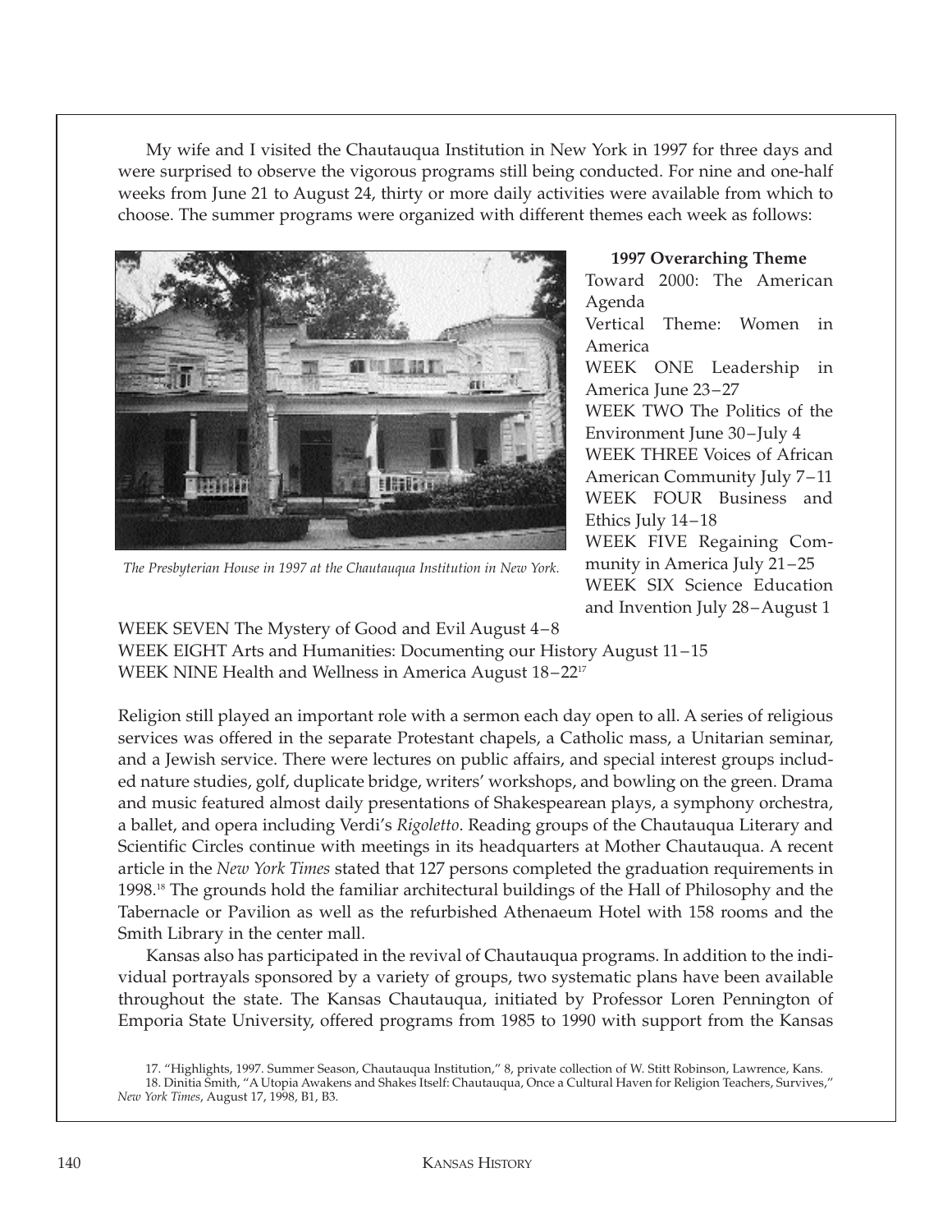My wife and I visited the Chautauqua Institution in New York in 1997 for three days and were surprised to observe the vigorous programs still being conducted. For nine and one-half weeks from June 21 to August 24, thirty or more daily activities were available from which to choose. The summer programs were organized with different themes each week as follows:

*The Presbyterian House in 1997 at the Chautauqua Institution in New York.*

**1997 Overarching Theme**

Toward 2000: The American Agenda

Vertical Theme: Women in America

WEEK ONE Leadership in America June 23–27

WEEK TWO The Politics of the Environment June 30–July 4

WEEK THREE Voices of African American Community July 7–11

WEEK FOUR Business and Ethics July 14–18

WEEK FIVE Regaining Community in America July 21–25

WEEK SIX Science Education and Invention July 28–August 1

WEEK SEVEN The Mystery of Good and Evil August 4–8

WEEK EIGHT Arts and Humanities: Documenting our History August 11–15

WEEK NINE Health and Wellness in America August 18–22[17]

Religion still played an important role with a sermon each day open to all. A series of religious services was offered in the separate Protestant chapels, a Catholic mass, a Unitarian seminar, and a Jewish service. There were lectures on public affairs, and special interest groups included nature studies, golf, duplicate bridge, writers' workshops, and bowling on the green. Drama and music featured almost daily presentations of Shakespearean plays, a symphony orchestra, a ballet, and opera including Verdi's *Rigoletto*. Reading groups of the Chautauqua Literary and Scientific Circles continue with meetings in its headquarters at Mother Chautauqua. A recent article in the *New York Times* stated that 127 persons completed the graduation requirements in 1998.[18] The grounds hold the familiar architectural buildings of the Hall of Philosophy and the Tabernacle or Pavilion as well as the refurbished Athenaeum Hotel with 158 rooms and the Smith Library in the center mall.

Kansas also has participated in the revival of Chautauqua programs. In addition to the individual portrayals sponsored by a variety of groups, two systematic plans have been available throughout the state. The Kansas Chautauqua, initiated by Professor Loren Pennington of Emporia State University, offered programs from 1985 to 1990 with support from the Kansas

17. "Highlights, 1997. Summer Season, Chautauqua Institution," 8, private collection of W. Stitt Robinson, Lawrence, Kans.

18. Dinitia Smith, "A Utopia Awakens and Shakes Itself: Chautauqua, Once a Cultural Haven for Religion Teachers, Survives," *New York Times*, August 17, 1998, B1, B3.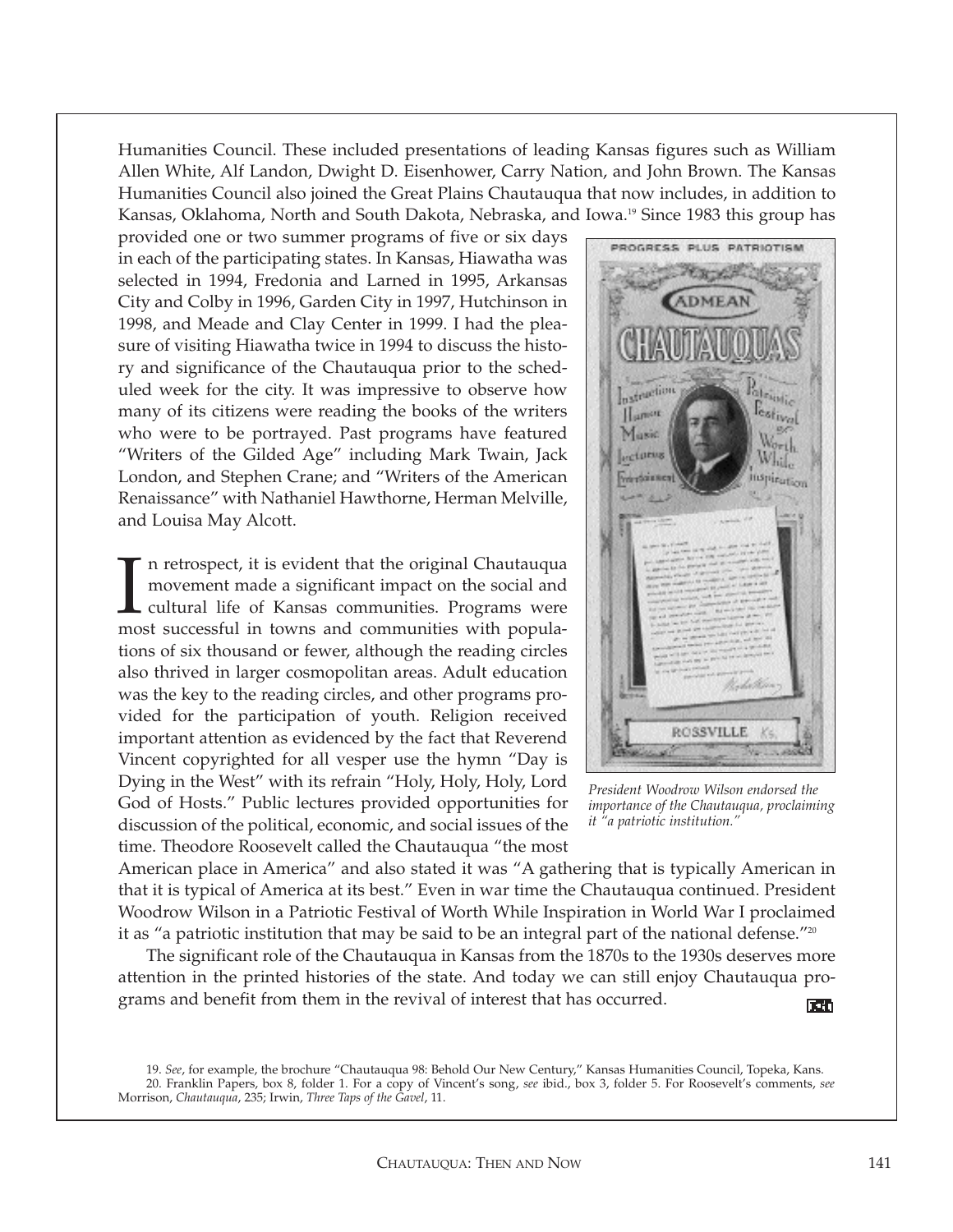Humanities Council. These included presentations of leading Kansas figures such as William Allen White, Alf Landon, Dwight D. Eisenhower, Carry Nation, and John Brown. The Kansas Humanities Council also joined the Great Plains Chautauqua that now includes, in addition to Kansas, Oklahoma, North and South Dakota, Nebraska, and Iowa.[19] Since 1983 this group has provided one or two summer programs of five or six days in each of the participating states. In Kansas, Hiawatha was selected in 1994, Fredonia and Larned in 1995, Arkansas City and Colby in 1996, Garden City in 1997, Hutchinson in 1998, and Meade and Clay Center in 1999. I had the pleasure of visiting Hiawatha twice in 1994 to discuss the history and significance of the Chautauqua prior to the scheduled week for the city. It was impressive to observe how many of its citizens were reading the books of the writers who were to be portrayed. Past programs have featured "Writers of the Gilded Age" including Mark Twain, Jack London, and Stephen Crane; and "Writers of the American Renaissance" with Nathaniel Hawthorne, Herman Melville, and Louisa May Alcott.

In retrospect, it is evident that the original Chautauqua movement made a significant impact on the social and cultural life of Kansas communities. Programs were most successful in towns and communities with populations of six thousand or fewer, although the reading circles also thrived in larger cosmopolitan areas. Adult education was the key to the reading circles, and other programs provided for the participation of youth. Religion received important attention as evidenced by the fact that Reverend Vincent copyrighted for all vesper use the hymn "Day is Dying in the West" with its refrain "Holy, Holy, Holy, Lord God of Hosts." Public lectures provided opportunities for discussion of the political, economic, and social issues of the time. Theodore Roosevelt called the Chautauqua "the most American place in America" and also stated it was "A gathering that is typically American in that it is typical of America at its best." Even in war time the Chautauqua continued. President Woodrow Wilson in a Patriotic Festival of Worth While Inspiration in World War I proclaimed it as "a patriotic institution that may be said to be an integral part of the national defense."[20]

*President Woodrow Wilson endorsed the importance of the Chautauqua, proclaiming it "a patriotic institution."*

The significant role of the Chautauqua in Kansas from the 1870s to the 1930s deserves more attention in the printed histories of the state. And today we can still enjoy Chautauqua programs and benefit from them in the revival of interest that has occurred.

19. *See*, for example, the brochure "Chautauqua 98: Behold Our New Century," Kansas Humanities Council, Topeka, Kans.

20. Franklin Papers, box 8, folder 1. For a copy of Vincent's song, *see* ibid., box 3, folder 5. For Roosevelt's comments, *see* Morrison, *Chautauqua*, 235; Irwin, *Three Taps of the Gavel*, 11.